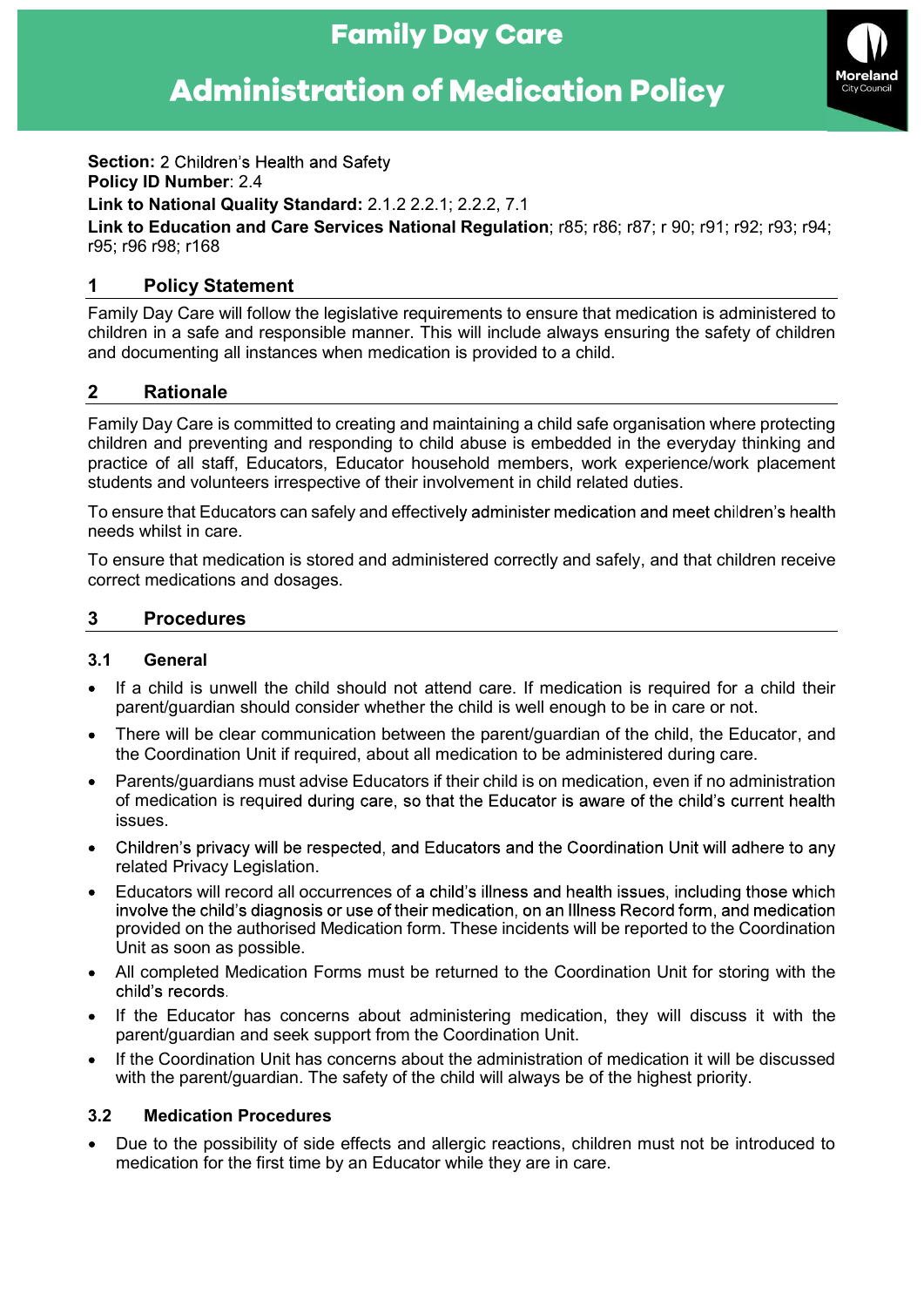# Family Day Care

# Administration of Medication Policy

**Section:** 2 Children's Health and Safety
**Policy ID Number**: 2.4
**Link to National Quality Standard:** 2.1.2 2.2.1; 2.2.2, 7.1
**Link to Education and Care Services National Regulation**; r85; r86; r87; r 90; r91; r92; r93; r94; r95; r96 r98; r168

## 1 Policy Statement

Family Day Care will follow the legislative requirements to ensure that medication is administered to children in a safe and responsible manner. This will include always ensuring the safety of children and documenting all instances when medication is provided to a child.

## 2 Rationale

Family Day Care is committed to creating and maintaining a child safe organisation where protecting children and preventing and responding to child abuse is embedded in the everyday thinking and practice of all staff, Educators, Educator household members, work experience/work placement students and volunteers irrespective of their involvement in child related duties.

To ensure that Educators can safely and effectively administer medication and meet children's health needs whilst in care.

To ensure that medication is stored and administered correctly and safely, and that children receive correct medications and dosages.

## 3 Procedures

### 3.1 General

- If a child is unwell the child should not attend care. If medication is required for a child their parent/guardian should consider whether the child is well enough to be in care or not.
- There will be clear communication between the parent/guardian of the child, the Educator, and the Coordination Unit if required, about all medication to be administered during care.
- Parents/guardians must advise Educators if their child is on medication, even if no administration of medication is required during care, so that the Educator is aware of the child's current health issues.
- Children's privacy will be respected, and Educators and the Coordination Unit will adhere to any related Privacy Legislation.
- Educators will record all occurrences of a child's illness and health issues, including those which involve the child's diagnosis or use of their medication, on an Illness Record form, and medication provided on the authorised Medication form. These incidents will be reported to the Coordination Unit as soon as possible.
- All completed Medication Forms must be returned to the Coordination Unit for storing with the child's records.
- If the Educator has concerns about administering medication, they will discuss it with the parent/guardian and seek support from the Coordination Unit.
- If the Coordination Unit has concerns about the administration of medication it will be discussed with the parent/guardian. The safety of the child will always be of the highest priority.

### 3.2 Medication Procedures

- Due to the possibility of side effects and allergic reactions, children must not be introduced to medication for the first time by an Educator while they are in care.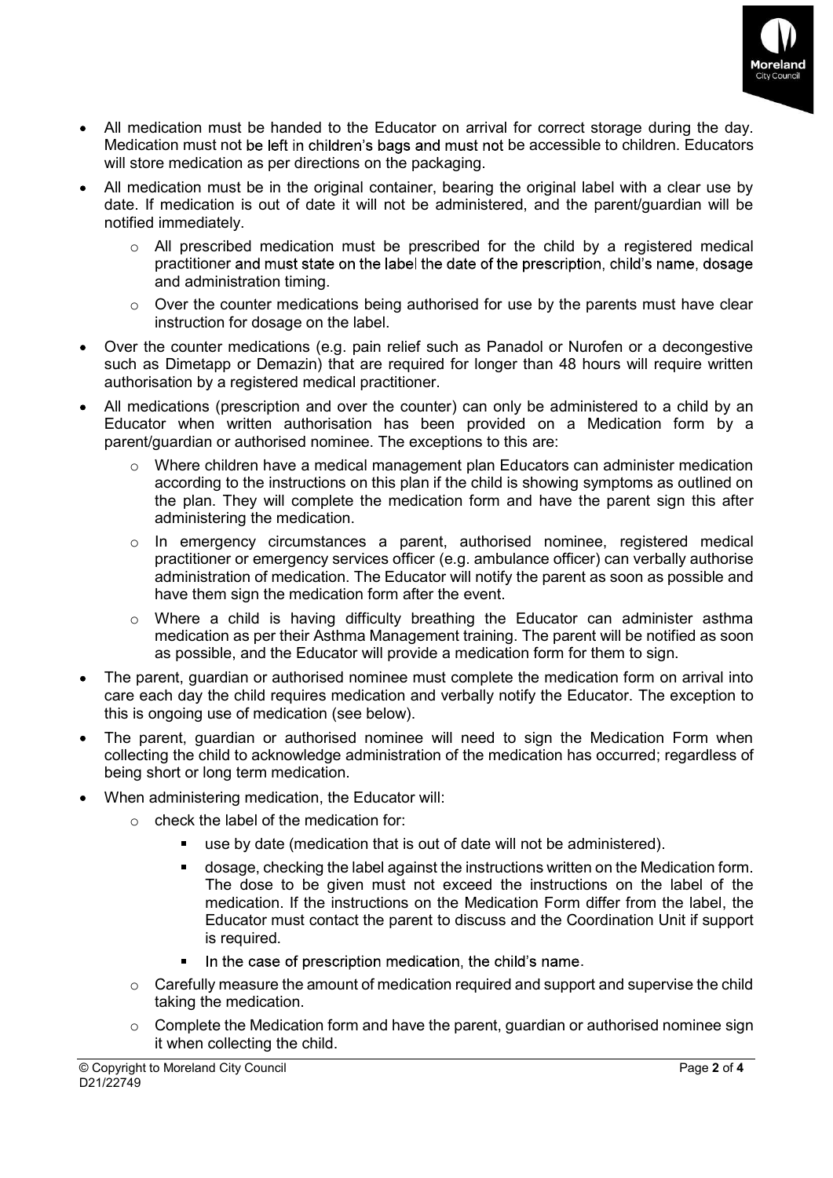- All medication must be handed to the Educator on arrival for correct storage during the day. Medication must not be left in children's bags and must not be accessible to children. Educators will store medication as per directions on the packaging.
- All medication must be in the original container, bearing the original label with a clear use by date. If medication is out of date it will not be administered, and the parent/guardian will be notified immediately.
  - All prescribed medication must be prescribed for the child by a registered medical practitioner and must state on the label the date of the prescription, child's name, dosage and administration timing.
  - Over the counter medications being authorised for use by the parents must have clear instruction for dosage on the label.
- Over the counter medications (e.g. pain relief such as Panadol or Nurofen or a decongestive such as Dimetapp or Demazin) that are required for longer than 48 hours will require written authorisation by a registered medical practitioner.
- All medications (prescription and over the counter) can only be administered to a child by an Educator when written authorisation has been provided on a Medication form by a parent/guardian or authorised nominee. The exceptions to this are:
  - Where children have a medical management plan Educators can administer medication according to the instructions on this plan if the child is showing symptoms as outlined on the plan. They will complete the medication form and have the parent sign this after administering the medication.
  - In emergency circumstances a parent, authorised nominee, registered medical practitioner or emergency services officer (e.g. ambulance officer) can verbally authorise administration of medication. The Educator will notify the parent as soon as possible and have them sign the medication form after the event.
  - Where a child is having difficulty breathing the Educator can administer asthma medication as per their Asthma Management training. The parent will be notified as soon as possible, and the Educator will provide a medication form for them to sign.
- The parent, guardian or authorised nominee must complete the medication form on arrival into care each day the child requires medication and verbally notify the Educator. The exception to this is ongoing use of medication (see below).
- The parent, guardian or authorised nominee will need to sign the Medication Form when collecting the child to acknowledge administration of the medication has occurred; regardless of being short or long term medication.
- When administering medication, the Educator will:
  - check the label of the medication for:
    - use by date (medication that is out of date will not be administered).
    - dosage, checking the label against the instructions written on the Medication form. The dose to be given must not exceed the instructions on the label of the medication. If the instructions on the Medication Form differ from the label, the Educator must contact the parent to discuss and the Coordination Unit if support is required.
    - In the case of prescription medication, the child's name.
  - Carefully measure the amount of medication required and support and supervise the child taking the medication.
  - Complete the Medication form and have the parent, guardian or authorised nominee sign it when collecting the child.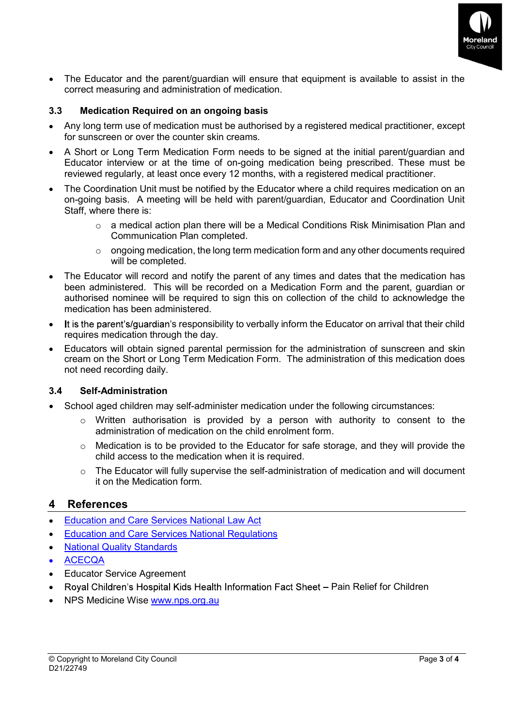- The Educator and the parent/guardian will ensure that equipment is available to assist in the correct measuring and administration of medication.

### 3.3 Medication Required on an ongoing basis

- Any long term use of medication must be authorised by a registered medical practitioner, except for sunscreen or over the counter skin creams.
- A Short or Long Term Medication Form needs to be signed at the initial parent/guardian and Educator interview or at the time of on-going medication being prescribed. These must be reviewed regularly, at least once every 12 months, with a registered medical practitioner.
- The Coordination Unit must be notified by the Educator where a child requires medication on an on-going basis. A meeting will be held with parent/guardian, Educator and Coordination Unit Staff, where there is:
  - a medical action plan there will be a Medical Conditions Risk Minimisation Plan and Communication Plan completed.
  - ongoing medication, the long term medication form and any other documents required will be completed.
- The Educator will record and notify the parent of any times and dates that the medication has been administered. This will be recorded on a Medication Form and the parent, guardian or authorised nominee will be required to sign this on collection of the child to acknowledge the medication has been administered.
- It is the parent's/guardian's responsibility to verbally inform the Educator on arrival that their child requires medication through the day.
- Educators will obtain signed parental permission for the administration of sunscreen and skin cream on the Short or Long Term Medication Form. The administration of this medication does not need recording daily.

### 3.4 Self-Administration

- School aged children may self-administer medication under the following circumstances:
  - Written authorisation is provided by a person with authority to consent to the administration of medication on the child enrolment form.
  - Medication is to be provided to the Educator for safe storage, and they will provide the child access to the medication when it is required.
  - The Educator will fully supervise the self-administration of medication and will document it on the Medication form.

## 4 References

- Education and Care Services National Law Act
- Education and Care Services National Regulations
- National Quality Standards
- ACECQA
- Educator Service Agreement
- Royal Children's Hospital Kids Health Information Fact Sheet – Pain Relief for Children
- NPS Medicine Wise www.nps.org.au

© Copyright to Moreland City Council
D21/22749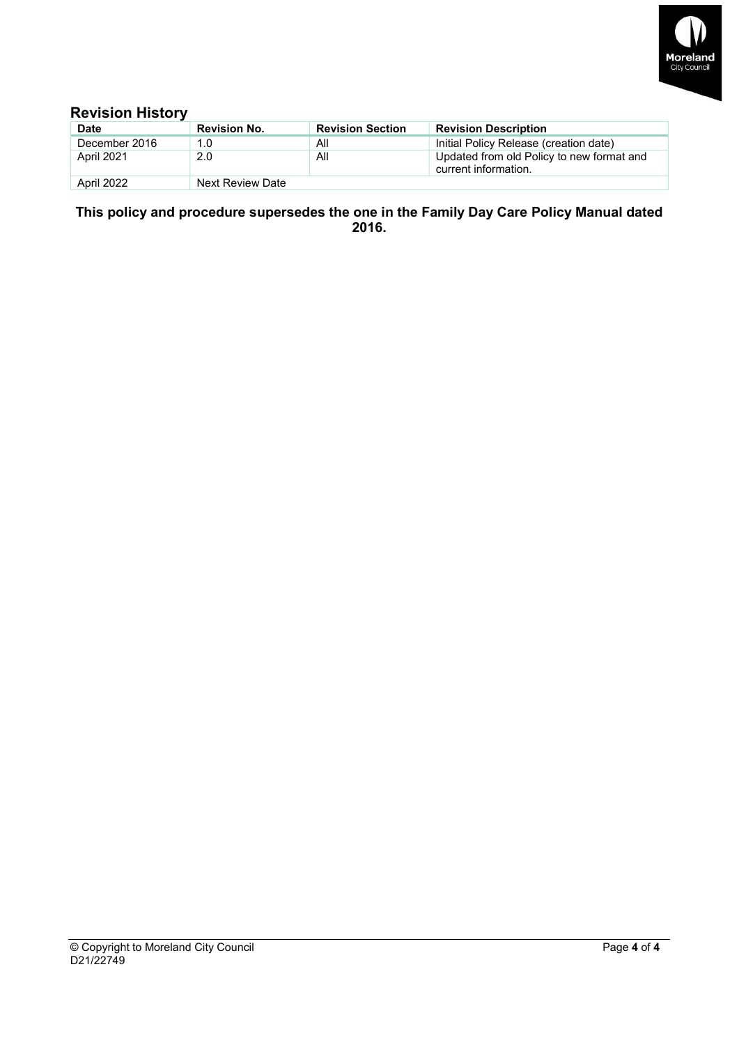## Revision History

| Date | Revision No. | Revision Section | Revision Description |
|---|---|---|---|
| December 2016 | 1.0 | All | Initial Policy Release (creation date) |
| April 2021 | 2.0 | All | Updated from old Policy to new format and current information. |
| April 2022 | Next Review Date | | |

**This policy and procedure supersedes the one in the Family Day Care Policy Manual dated 2016.**